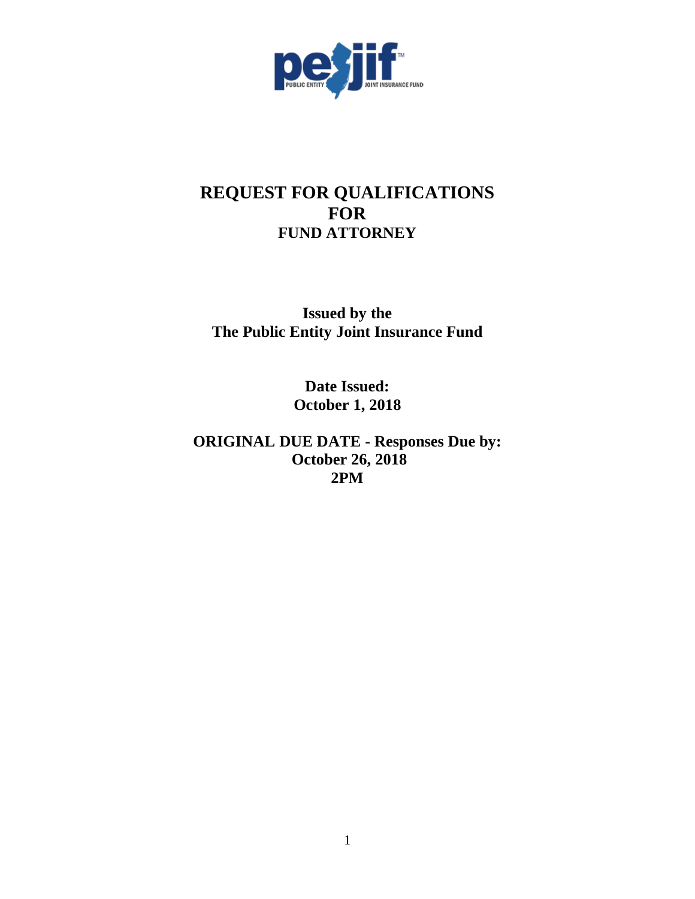# REQUEST FOR QUALIFICATIONS
# FOR
## FUND ATTORNEY

**Issued by the**
**The Public Entity Joint Insurance Fund**

**Date Issued:**
**October 1, 2018**

**ORIGINAL DUE DATE - Responses Due by:**
**October 26, 2018**
**2PM**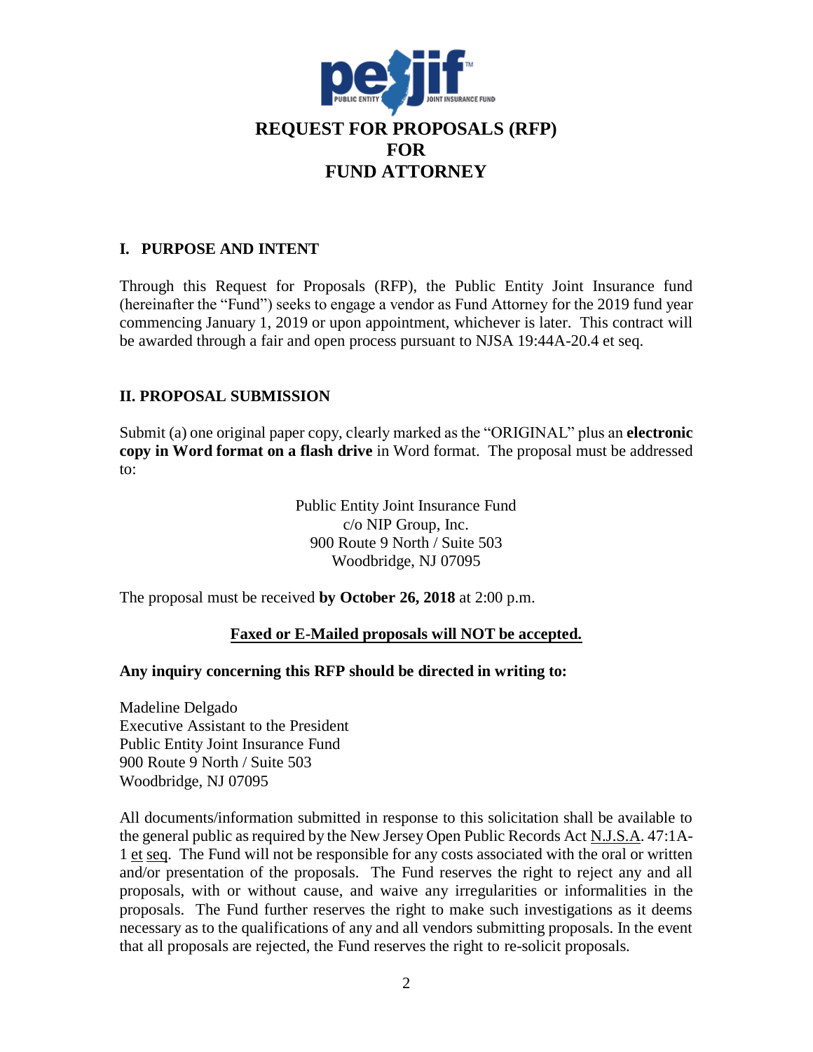# REQUEST FOR PROPOSALS (RFP) FOR FUND ATTORNEY

## I. PURPOSE AND INTENT

Through this Request for Proposals (RFP), the Public Entity Joint Insurance fund (hereinafter the "Fund") seeks to engage a vendor as Fund Attorney for the 2019 fund year commencing January 1, 2019 or upon appointment, whichever is later. This contract will be awarded through a fair and open process pursuant to NJSA 19:44A-20.4 et seq.

## II. PROPOSAL SUBMISSION

Submit (a) one original paper copy, clearly marked as the "ORIGINAL" plus an **electronic copy in Word format on a flash drive** in Word format. The proposal must be addressed to:

Public Entity Joint Insurance Fund
c/o NIP Group, Inc.
900 Route 9 North / Suite 503
Woodbridge, NJ 07095

The proposal must be received **by October 26, 2018** at 2:00 p.m.

**Faxed or E-Mailed proposals will NOT be accepted.**

**Any inquiry concerning this RFP should be directed in writing to:**

Madeline Delgado
Executive Assistant to the President
Public Entity Joint Insurance Fund
900 Route 9 North / Suite 503
Woodbridge, NJ 07095

All documents/information submitted in response to this solicitation shall be available to the general public as required by the New Jersey Open Public Records Act N.J.S.A. 47:1A-1 et seq. The Fund will not be responsible for any costs associated with the oral or written and/or presentation of the proposals. The Fund reserves the right to reject any and all proposals, with or without cause, and waive any irregularities or informalities in the proposals. The Fund further reserves the right to make such investigations as it deems necessary as to the qualifications of any and all vendors submitting proposals. In the event that all proposals are rejected, the Fund reserves the right to re-solicit proposals.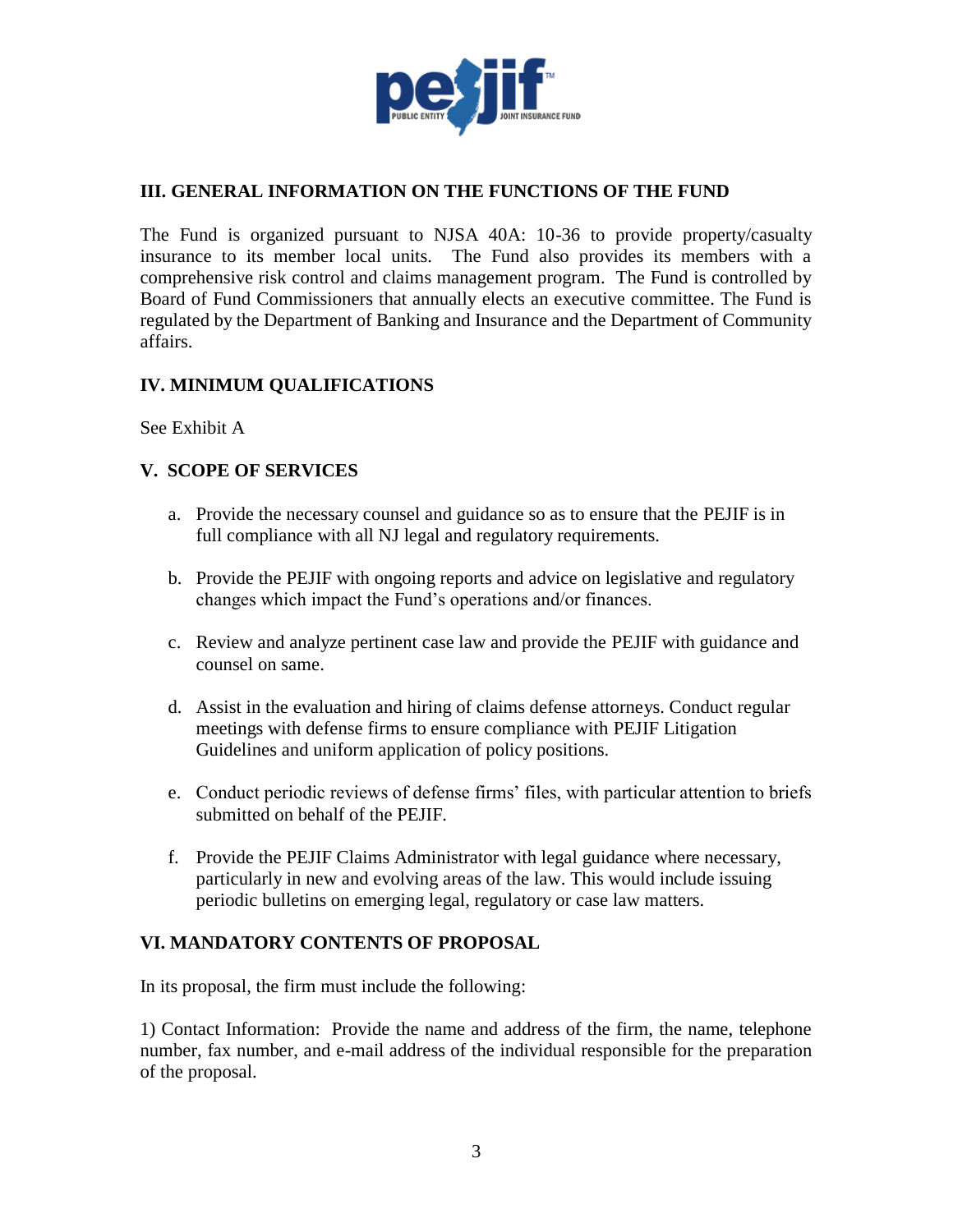## III. GENERAL INFORMATION ON THE FUNCTIONS OF THE FUND

The Fund is organized pursuant to NJSA 40A: 10-36 to provide property/casualty insurance to its member local units. The Fund also provides its members with a comprehensive risk control and claims management program. The Fund is controlled by Board of Fund Commissioners that annually elects an executive committee. The Fund is regulated by the Department of Banking and Insurance and the Department of Community affairs.

## IV. MINIMUM QUALIFICATIONS

See Exhibit A

## V. SCOPE OF SERVICES

a. Provide the necessary counsel and guidance so as to ensure that the PEJIF is in full compliance with all NJ legal and regulatory requirements.

b. Provide the PEJIF with ongoing reports and advice on legislative and regulatory changes which impact the Fund's operations and/or finances.

c. Review and analyze pertinent case law and provide the PEJIF with guidance and counsel on same.

d. Assist in the evaluation and hiring of claims defense attorneys. Conduct regular meetings with defense firms to ensure compliance with PEJIF Litigation Guidelines and uniform application of policy positions.

e. Conduct periodic reviews of defense firms' files, with particular attention to briefs submitted on behalf of the PEJIF.

f. Provide the PEJIF Claims Administrator with legal guidance where necessary, particularly in new and evolving areas of the law. This would include issuing periodic bulletins on emerging legal, regulatory or case law matters.

## VI. MANDATORY CONTENTS OF PROPOSAL

In its proposal, the firm must include the following:

1) Contact Information: Provide the name and address of the firm, the name, telephone number, fax number, and e-mail address of the individual responsible for the preparation of the proposal.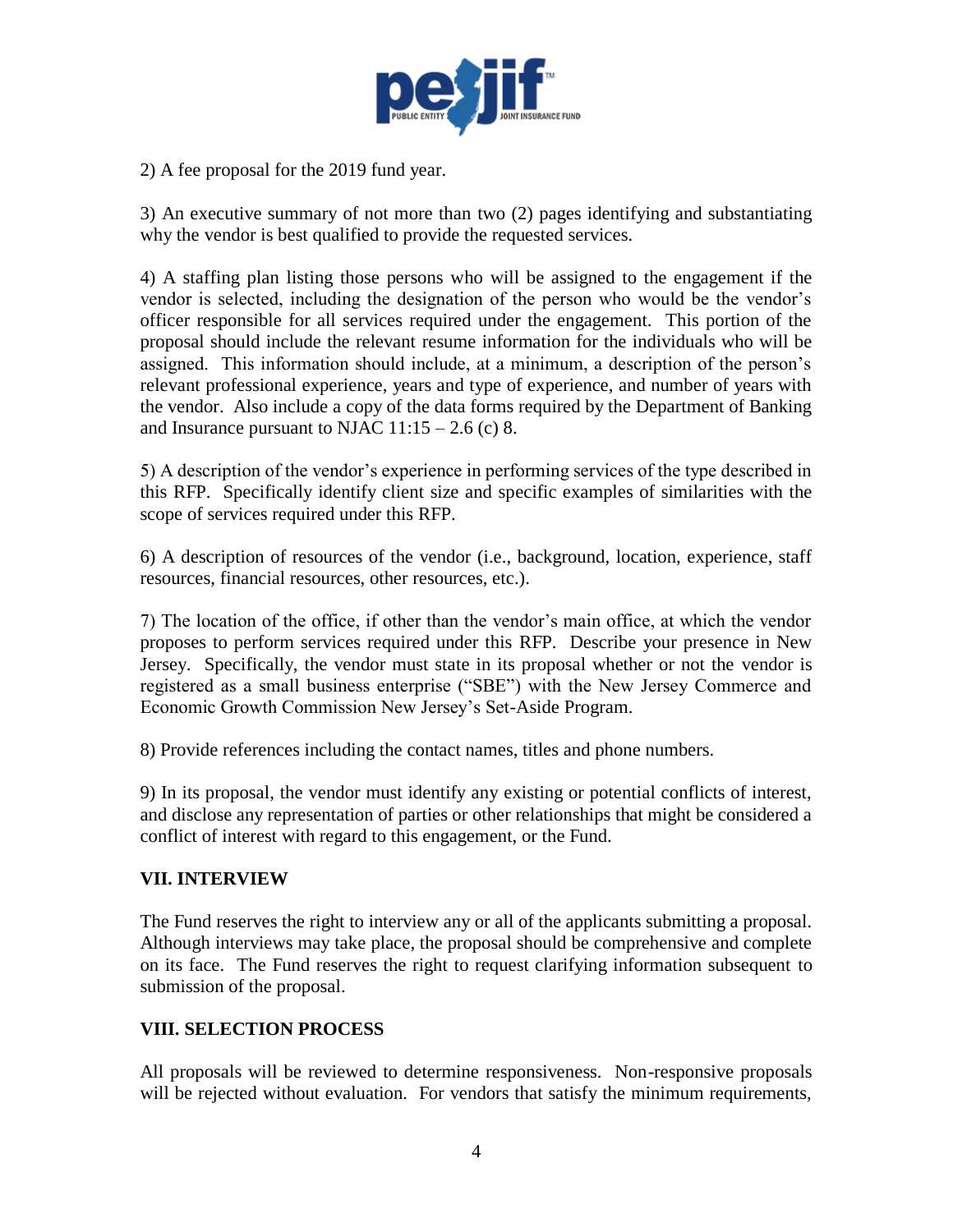2) A fee proposal for the 2019 fund year.

3) An executive summary of not more than two (2) pages identifying and substantiating why the vendor is best qualified to provide the requested services.

4) A staffing plan listing those persons who will be assigned to the engagement if the vendor is selected, including the designation of the person who would be the vendor's officer responsible for all services required under the engagement. This portion of the proposal should include the relevant resume information for the individuals who will be assigned. This information should include, at a minimum, a description of the person's relevant professional experience, years and type of experience, and number of years with the vendor. Also include a copy of the data forms required by the Department of Banking and Insurance pursuant to NJAC 11:15 – 2.6 (c) 8.

5) A description of the vendor's experience in performing services of the type described in this RFP. Specifically identify client size and specific examples of similarities with the scope of services required under this RFP.

6) A description of resources of the vendor (i.e., background, location, experience, staff resources, financial resources, other resources, etc.).

7) The location of the office, if other than the vendor's main office, at which the vendor proposes to perform services required under this RFP. Describe your presence in New Jersey. Specifically, the vendor must state in its proposal whether or not the vendor is registered as a small business enterprise ("SBE") with the New Jersey Commerce and Economic Growth Commission New Jersey's Set-Aside Program.

8) Provide references including the contact names, titles and phone numbers.

9) In its proposal, the vendor must identify any existing or potential conflicts of interest, and disclose any representation of parties or other relationships that might be considered a conflict of interest with regard to this engagement, or the Fund.

## VII. INTERVIEW

The Fund reserves the right to interview any or all of the applicants submitting a proposal. Although interviews may take place, the proposal should be comprehensive and complete on its face. The Fund reserves the right to request clarifying information subsequent to submission of the proposal.

## VIII. SELECTION PROCESS

All proposals will be reviewed to determine responsiveness. Non-responsive proposals will be rejected without evaluation. For vendors that satisfy the minimum requirements,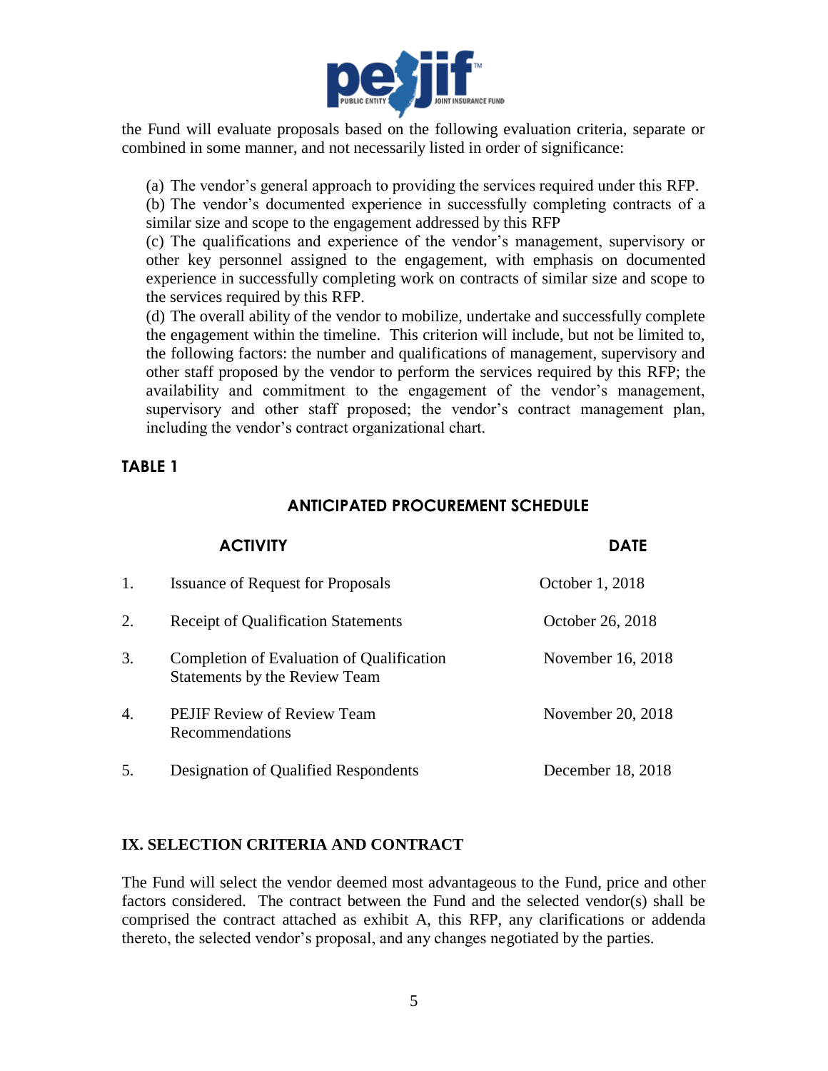the Fund will evaluate proposals based on the following evaluation criteria, separate or combined in some manner, and not necessarily listed in order of significance:

(a) The vendor's general approach to providing the services required under this RFP.
(b) The vendor's documented experience in successfully completing contracts of a similar size and scope to the engagement addressed by this RFP
(c) The qualifications and experience of the vendor's management, supervisory or other key personnel assigned to the engagement, with emphasis on documented experience in successfully completing work on contracts of similar size and scope to the services required by this RFP.
(d) The overall ability of the vendor to mobilize, undertake and successfully complete the engagement within the timeline. This criterion will include, but not be limited to, the following factors: the number and qualifications of management, supervisory and other staff proposed by the vendor to perform the services required by this RFP; the availability and commitment to the engagement of the vendor's management, supervisory and other staff proposed; the vendor's contract management plan, including the vendor's contract organizational chart.

**TABLE 1**

**ANTICIPATED PROCUREMENT SCHEDULE**

| | ACTIVITY | DATE |
|---|---|---|
| 1. | Issuance of Request for Proposals | October 1, 2018 |
| 2. | Receipt of Qualification Statements | October 26, 2018 |
| 3. | Completion of Evaluation of Qualification Statements by the Review Team | November 16, 2018 |
| 4. | PEJIF Review of Review Team Recommendations | November 20, 2018 |
| 5. | Designation of Qualified Respondents | December 18, 2018 |

## IX. SELECTION CRITERIA AND CONTRACT

The Fund will select the vendor deemed most advantageous to the Fund, price and other factors considered. The contract between the Fund and the selected vendor(s) shall be comprised the contract attached as exhibit A, this RFP, any clarifications or addenda thereto, the selected vendor's proposal, and any changes negotiated by the parties.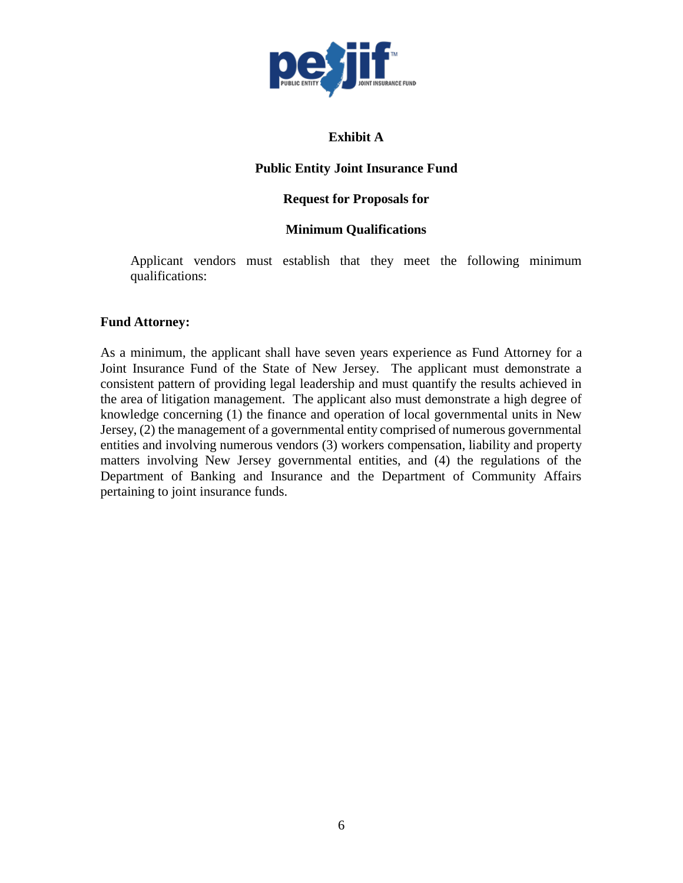# Exhibit A

## Public Entity Joint Insurance Fund

## Request for Proposals for

## Minimum Qualifications

Applicant vendors must establish that they meet the following minimum qualifications:

**Fund Attorney:**

As a minimum, the applicant shall have seven years experience as Fund Attorney for a Joint Insurance Fund of the State of New Jersey. The applicant must demonstrate a consistent pattern of providing legal leadership and must quantify the results achieved in the area of litigation management. The applicant also must demonstrate a high degree of knowledge concerning (1) the finance and operation of local governmental units in New Jersey, (2) the management of a governmental entity comprised of numerous governmental entities and involving numerous vendors (3) workers compensation, liability and property matters involving New Jersey governmental entities, and (4) the regulations of the Department of Banking and Insurance and the Department of Community Affairs pertaining to joint insurance funds.